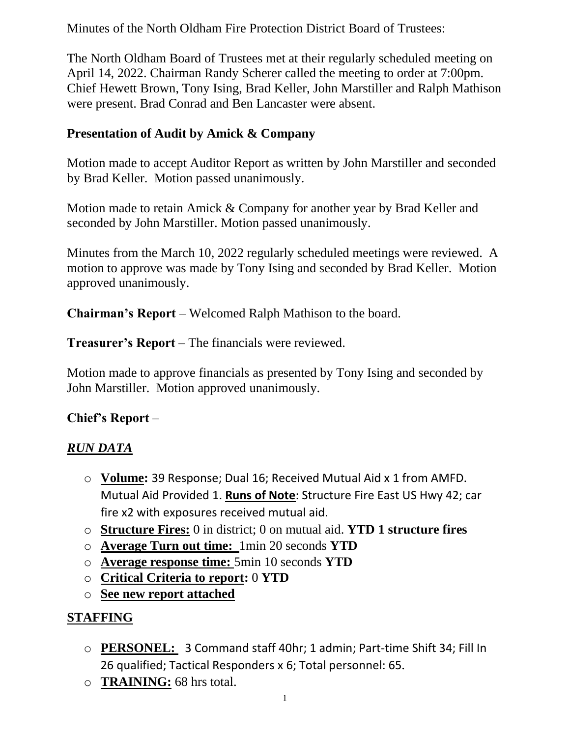Minutes of the North Oldham Fire Protection District Board of Trustees:

The North Oldham Board of Trustees met at their regularly scheduled meeting on April 14, 2022. Chairman Randy Scherer called the meeting to order at 7:00pm. Chief Hewett Brown, Tony Ising, Brad Keller, John Marstiller and Ralph Mathison were present. Brad Conrad and Ben Lancaster were absent.

**Presentation of Audit by Amick & Company**

Motion made to accept Auditor Report as written by John Marstiller and seconded by Brad Keller. Motion passed unanimously.

Motion made to retain Amick & Company for another year by Brad Keller and seconded by John Marstiller. Motion passed unanimously.

Minutes from the March 10, 2022 regularly scheduled meetings were reviewed. A motion to approve was made by Tony Ising and seconded by Brad Keller. Motion approved unanimously.

**Chairman's Report** – Welcomed Ralph Mathison to the board.

**Treasurer's Report** – The financials were reviewed.

Motion made to approve financials as presented by Tony Ising and seconded by John Marstiller. Motion approved unanimously.

**Chief's Report** –

***RUN DATA***

- **Volume:** 39 Response; Dual 16; Received Mutual Aid x 1 from AMFD. Mutual Aid Provided 1. **Runs of Note**: Structure Fire East US Hwy 42; car fire x2 with exposures received mutual aid.
- **Structure Fires:** 0 in district; 0 on mutual aid. **YTD 1 structure fires**
- **Average Turn out time:** 1min 20 seconds **YTD**
- **Average response time:** 5min 10 seconds **YTD**
- **Critical Criteria to report:** 0 **YTD**
- **See new report attached**

**STAFFING**

- **PERSONEL:** 3 Command staff 40hr; 1 admin; Part-time Shift 34; Fill In 26 qualified; Tactical Responders x 6; Total personnel: 65.
- **TRAINING:** 68 hrs total.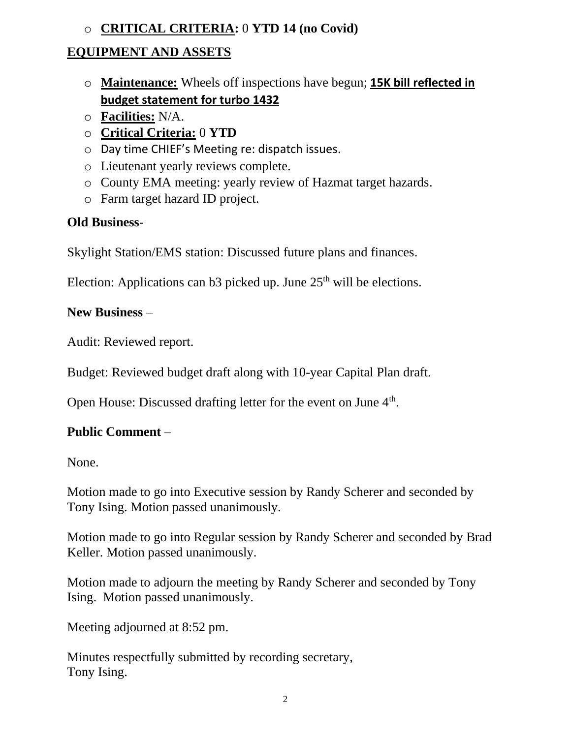- **CRITICAL CRITERIA:** 0 **YTD 14 (no Covid)**

## EQUIPMENT AND ASSETS

- **Maintenance:** Wheels off inspections have begun; **15K bill reflected in budget statement for turbo 1432**
- **Facilities:** N/A.
- **Critical Criteria:** 0 **YTD**
- Day time CHIEF's Meeting re: dispatch issues.
- Lieutenant yearly reviews complete.
- County EMA meeting: yearly review of Hazmat target hazards.
- Farm target hazard ID project.

**Old Business**-

Skylight Station/EMS station: Discussed future plans and finances.

Election: Applications can b3 picked up. June 25th will be elections.

**New Business** –

Audit: Reviewed report.

Budget: Reviewed budget draft along with 10-year Capital Plan draft.

Open House: Discussed drafting letter for the event on June 4th.

**Public Comment** –

None.

Motion made to go into Executive session by Randy Scherer and seconded by Tony Ising. Motion passed unanimously.

Motion made to go into Regular session by Randy Scherer and seconded by Brad Keller. Motion passed unanimously.

Motion made to adjourn the meeting by Randy Scherer and seconded by Tony Ising. Motion passed unanimously.

Meeting adjourned at 8:52 pm.

Minutes respectfully submitted by recording secretary,
Tony Ising.